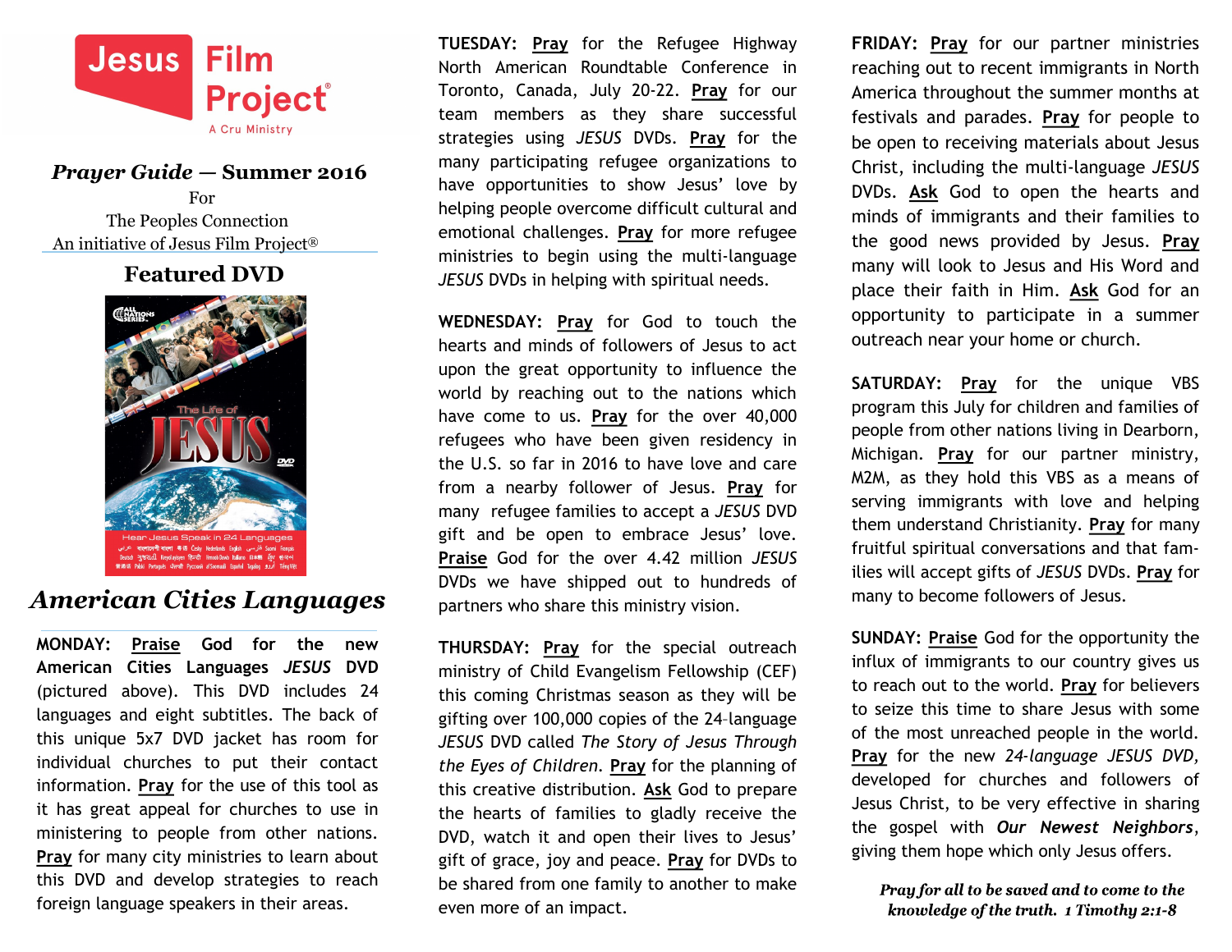Jesus Film Project®

A Cru Ministry

## *Prayer Guide — Summer 2016*

For
The Peoples Connection
An initiative of Jesus Film Project®

## Featured DVD

## *American Cities Languages*

**MONDAY:** **Praise** God for the new **American Cities Languages *JESUS* DVD** (pictured above). This DVD includes 24 languages and eight subtitles. The back of this unique 5x7 DVD jacket has room for individual churches to put their contact information. **Pray** for the use of this tool as it has great appeal for churches to use in ministering to people from other nations. **Pray** for many city ministries to learn about this DVD and develop strategies to reach foreign language speakers in their areas.

**TUESDAY:** **Pray** for the Refugee Highway North American Roundtable Conference in Toronto, Canada, July 20-22. **Pray** for our team members as they share successful strategies using *JESUS* DVDs. **Pray** for the many participating refugee organizations to have opportunities to show Jesus' love by helping people overcome difficult cultural and emotional challenges. **Pray** for more refugee ministries to begin using the multi-language *JESUS* DVDs in helping with spiritual needs.

**WEDNESDAY:** **Pray** for God to touch the hearts and minds of followers of Jesus to act upon the great opportunity to influence the world by reaching out to the nations which have come to us. **Pray** for the over 40,000 refugees who have been given residency in the U.S. so far in 2016 to have love and care from a nearby follower of Jesus. **Pray** for many refugee families to accept a *JESUS* DVD gift and be open to embrace Jesus' love. **Praise** God for the over 4.42 million *JESUS* DVDs we have shipped out to hundreds of partners who share this ministry vision.

**THURSDAY:** **Pray** for the special outreach ministry of Child Evangelism Fellowship (CEF) this coming Christmas season as they will be gifting over 100,000 copies of the 24-language *JESUS* DVD called *The Story of Jesus Through the Eyes of Children*. **Pray** for the planning of this creative distribution. **Ask** God to prepare the hearts of families to gladly receive the DVD, watch it and open their lives to Jesus' gift of grace, joy and peace. **Pray** for DVDs to be shared from one family to another to make even more of an impact.

**FRIDAY:** **Pray** for our partner ministries reaching out to recent immigrants in North America throughout the summer months at festivals and parades. **Pray** for people to be open to receiving materials about Jesus Christ, including the multi-language *JESUS* DVDs. **Ask** God to open the hearts and minds of immigrants and their families to the good news provided by Jesus. **Pray** many will look to Jesus and His Word and place their faith in Him. **Ask** God for an opportunity to participate in a summer outreach near your home or church.

**SATURDAY:** **Pray** for the unique VBS program this July for children and families of people from other nations living in Dearborn, Michigan. **Pray** for our partner ministry, M2M, as they hold this VBS as a means of serving immigrants with love and helping them understand Christianity. **Pray** for many fruitful spiritual conversations and that families will accept gifts of *JESUS* DVDs. **Pray** for many to become followers of Jesus.

**SUNDAY:** **Praise** God for the opportunity the influx of immigrants to our country gives us to reach out to the world. **Pray** for believers to seize this time to share Jesus with some of the most unreached people in the world. **Pray** for the new *24-language JESUS DVD*, developed for churches and followers of Jesus Christ, to be very effective in sharing the gospel with ***Our Newest Neighbors***, giving them hope which only Jesus offers.

***Pray for all to be saved and to come to the knowledge of the truth. 1 Timothy 2:1-8***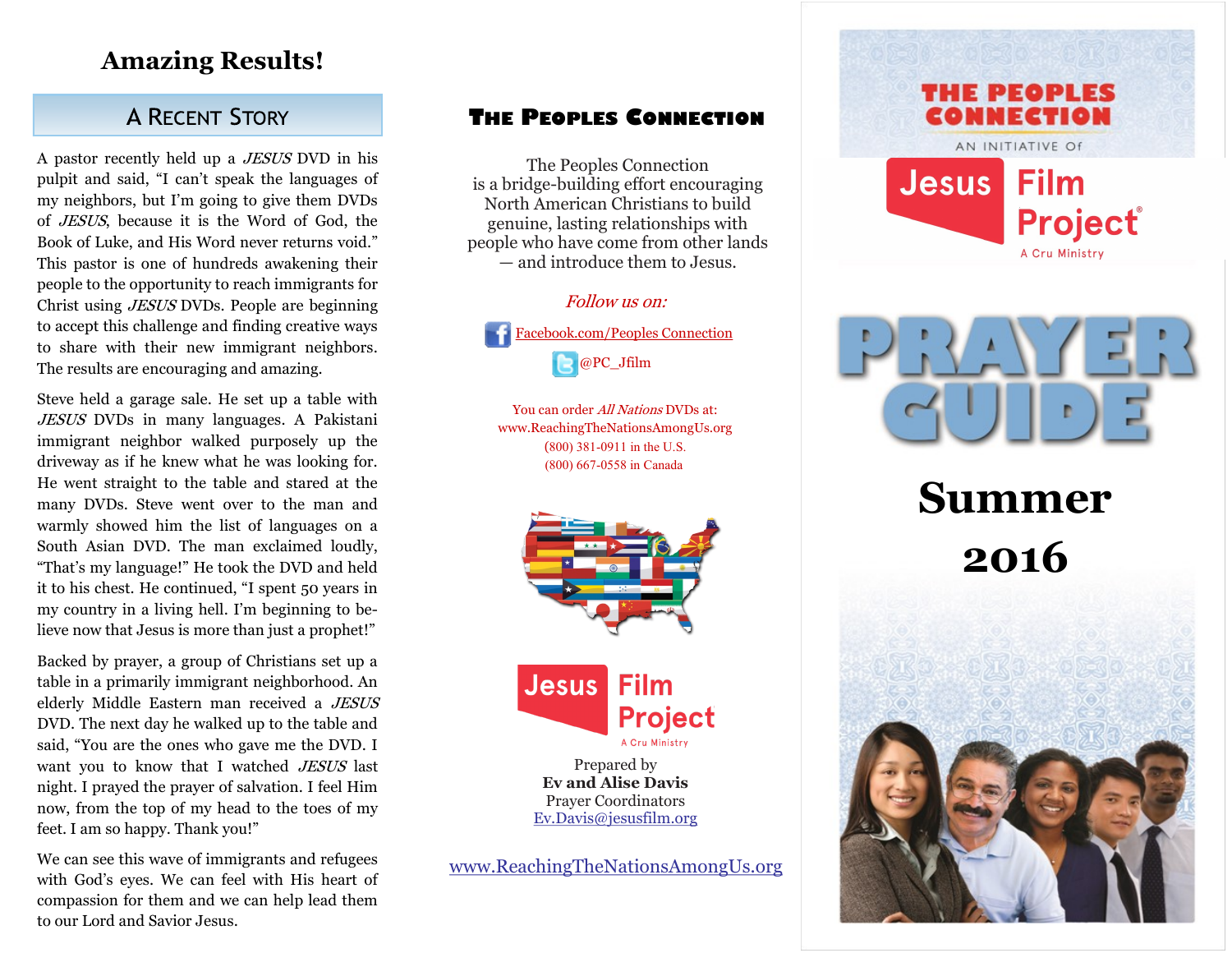## Amazing Results!

### A Recent Story

A pastor recently held up a *JESUS* DVD in his pulpit and said, "I can't speak the languages of my neighbors, but I'm going to give them DVDs of *JESUS*, because it is the Word of God, the Book of Luke, and His Word never returns void." This pastor is one of hundreds awakening their people to the opportunity to reach immigrants for Christ using *JESUS* DVDs. People are beginning to accept this challenge and finding creative ways to share with their new immigrant neighbors. The results are encouraging and amazing.

Steve held a garage sale. He set up a table with *JESUS* DVDs in many languages. A Pakistani immigrant neighbor walked purposely up the driveway as if he knew what he was looking for. He went straight to the table and stared at the many DVDs. Steve went over to the man and warmly showed him the list of languages on a South Asian DVD. The man exclaimed loudly, "That's my language!" He took the DVD and held it to his chest. He continued, "I spent 50 years in my country in a living hell. I'm beginning to believe now that Jesus is more than just a prophet!"

Backed by prayer, a group of Christians set up a table in a primarily immigrant neighborhood. An elderly Middle Eastern man received a *JESUS* DVD. The next day he walked up to the table and said, "You are the ones who gave me the DVD. I want you to know that I watched *JESUS* last night. I prayed the prayer of salvation. I feel Him now, from the top of my head to the toes of my feet. I am so happy. Thank you!"

We can see this wave of immigrants and refugees with God's eyes. We can feel with His heart of compassion for them and we can help lead them to our Lord and Savior Jesus.

## The Peoples Connection

The Peoples Connection is a bridge-building effort encouraging North American Christians to build genuine, lasting relationships with people who have come from other lands — and introduce them to Jesus.

*Follow us on:*

Facebook.com/Peoples Connection

@PC_Jfilm

You can order *All Nations* DVDs at:
www.ReachingTheNationsAmongUs.org
(800) 381-0911 in the U.S.
(800) 667-0558 in Canada

Jesus Film Project
A Cru Ministry

Prepared by
**Ev and Alise Davis**
Prayer Coordinators
Ev.Davis@jesusfilm.org

www.ReachingTheNationsAmongUs.org

THE PEOPLES CONNECTION
AN INITIATIVE OF
Jesus Film Project®
A Cru Ministry

# PRAYER GUIDE

## Summer 2016